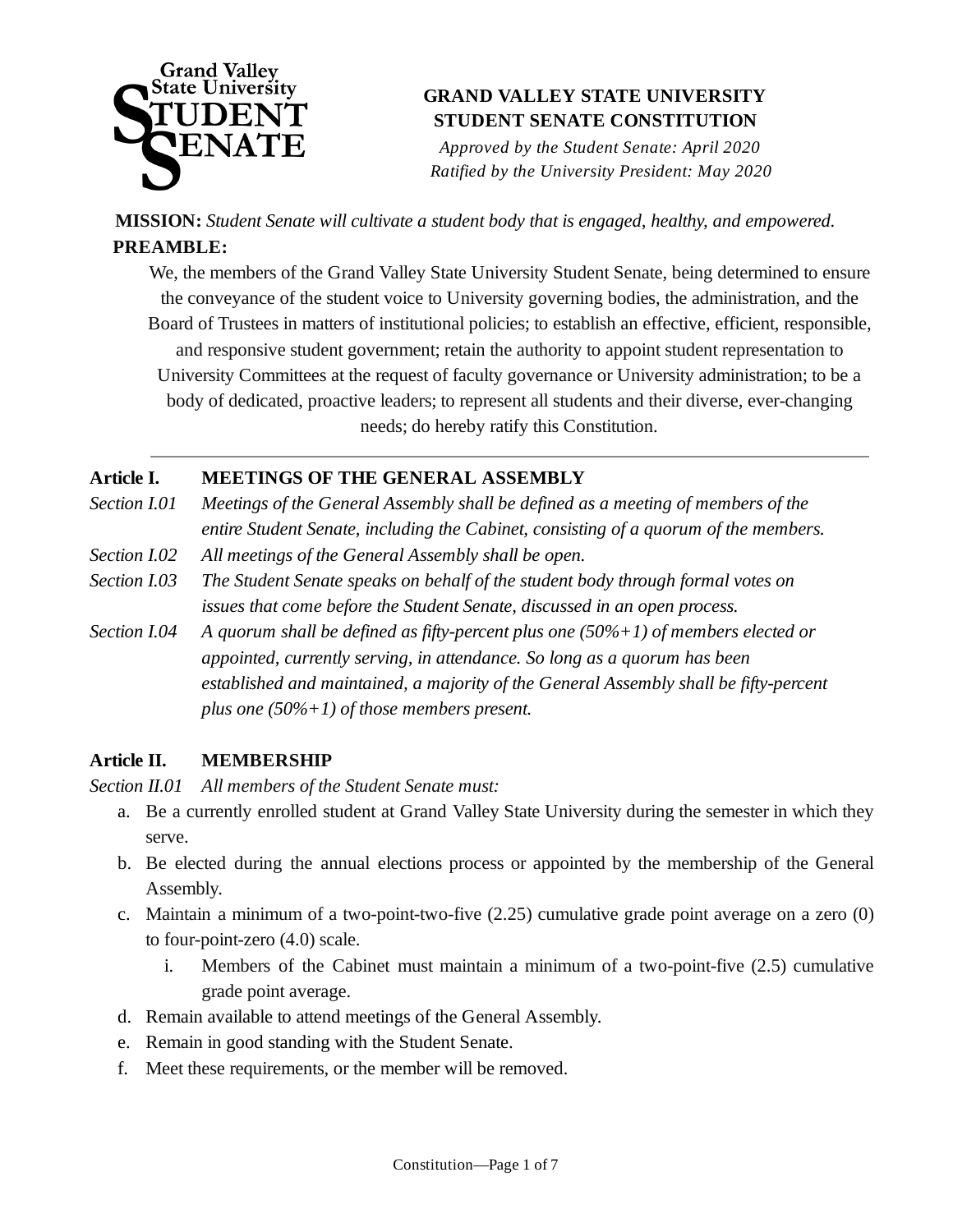# GRAND VALLEY STATE UNIVERSITY STUDENT SENATE CONSTITUTION

*Approved by the Student Senate: April 2020*
*Ratified by the University President: May 2020*

**MISSION:** *Student Senate will cultivate a student body that is engaged, healthy, and empowered.*

**PREAMBLE:**

We, the members of the Grand Valley State University Student Senate, being determined to ensure the conveyance of the student voice to University governing bodies, the administration, and the Board of Trustees in matters of institutional policies; to establish an effective, efficient, responsible, and responsive student government; retain the authority to appoint student representation to University Committees at the request of faculty governance or University administration; to be a body of dedicated, proactive leaders; to represent all students and their diverse, ever-changing needs; do hereby ratify this Constitution.

---

## Article I. MEETINGS OF THE GENERAL ASSEMBLY

*Section I.01* *Meetings of the General Assembly shall be defined as a meeting of members of the entire Student Senate, including the Cabinet, consisting of a quorum of the members.*

*Section I.02* *All meetings of the General Assembly shall be open.*

*Section I.03* *The Student Senate speaks on behalf of the student body through formal votes on issues that come before the Student Senate, discussed in an open process.*

*Section I.04* *A quorum shall be defined as fifty-percent plus one (50%+1) of members elected or appointed, currently serving, in attendance. So long as a quorum has been established and maintained, a majority of the General Assembly shall be fifty-percent plus one (50%+1) of those members present.*

## Article II. MEMBERSHIP

*Section II.01* *All members of the Student Senate must:*

a. Be a currently enrolled student at Grand Valley State University during the semester in which they serve.
b. Be elected during the annual elections process or appointed by the membership of the General Assembly.
c. Maintain a minimum of a two-point-two-five (2.25) cumulative grade point average on a zero (0) to four-point-zero (4.0) scale.
    i. Members of the Cabinet must maintain a minimum of a two-point-five (2.5) cumulative grade point average.
d. Remain available to attend meetings of the General Assembly.
e. Remain in good standing with the Student Senate.
f. Meet these requirements, or the member will be removed.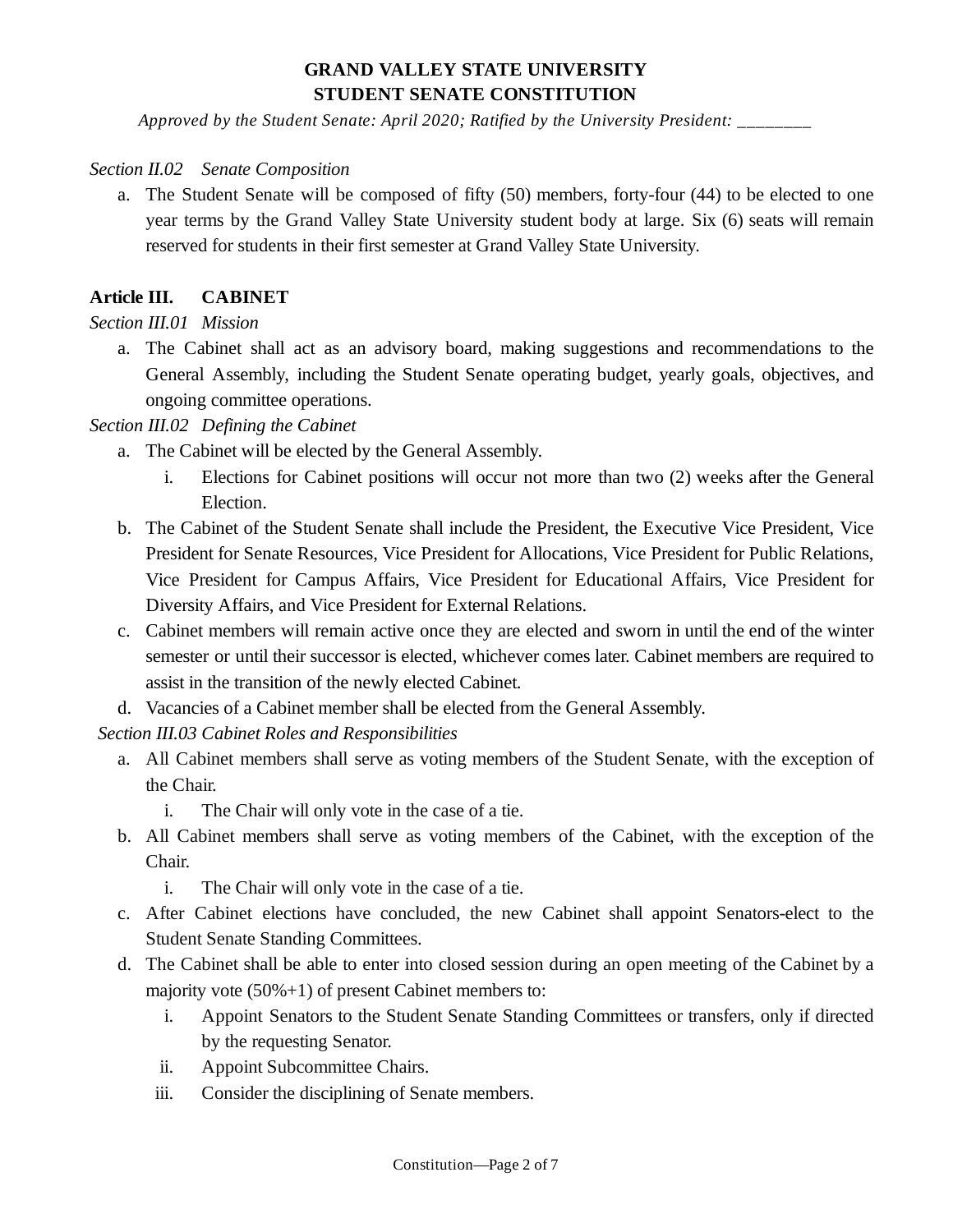*Section II.02 Senate Composition*

a. The Student Senate will be composed of fifty (50) members, forty-four (44) to be elected to one year terms by the Grand Valley State University student body at large. Six (6) seats will remain reserved for students in their first semester at Grand Valley State University.

## Article III. CABINET

*Section III.01 Mission*

a. The Cabinet shall act as an advisory board, making suggestions and recommendations to the General Assembly, including the Student Senate operating budget, yearly goals, objectives, and ongoing committee operations.

*Section III.02 Defining the Cabinet*

a. The Cabinet will be elected by the General Assembly.
   i. Elections for Cabinet positions will occur not more than two (2) weeks after the General Election.
b. The Cabinet of the Student Senate shall include the President, the Executive Vice President, Vice President for Senate Resources, Vice President for Allocations, Vice President for Public Relations, Vice President for Campus Affairs, Vice President for Educational Affairs, Vice President for Diversity Affairs, and Vice President for External Relations.
c. Cabinet members will remain active once they are elected and sworn in until the end of the winter semester or until their successor is elected, whichever comes later. Cabinet members are required to assist in the transition of the newly elected Cabinet.
d. Vacancies of a Cabinet member shall be elected from the General Assembly.

*Section III.03 Cabinet Roles and Responsibilities*

a. All Cabinet members shall serve as voting members of the Student Senate, with the exception of the Chair.
   i. The Chair will only vote in the case of a tie.
b. All Cabinet members shall serve as voting members of the Cabinet, with the exception of the Chair.
   i. The Chair will only vote in the case of a tie.
c. After Cabinet elections have concluded, the new Cabinet shall appoint Senators-elect to the Student Senate Standing Committees.
d. The Cabinet shall be able to enter into closed session during an open meeting of the Cabinet by a majority vote (50%+1) of present Cabinet members to:
   i. Appoint Senators to the Student Senate Standing Committees or transfers, only if directed by the requesting Senator.
   ii. Appoint Subcommittee Chairs.
   iii. Consider the disciplining of Senate members.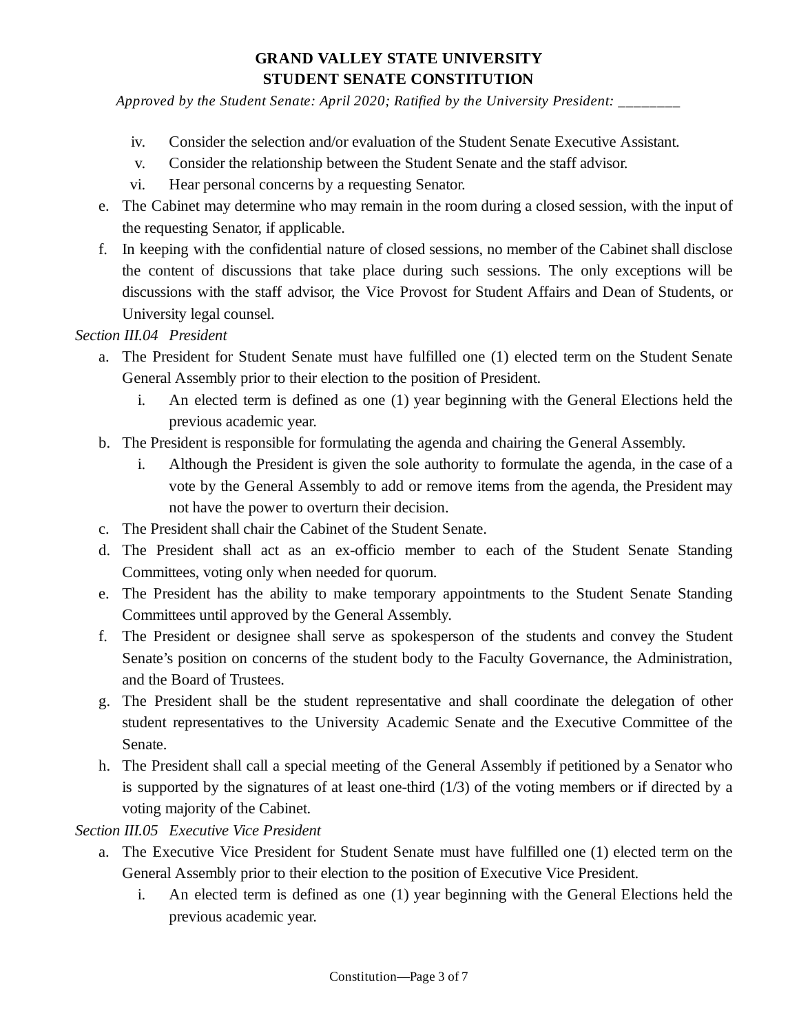iv. Consider the selection and/or evaluation of the Student Senate Executive Assistant.
   v. Consider the relationship between the Student Senate and the staff advisor.
   vi. Hear personal concerns by a requesting Senator.

e. The Cabinet may determine who may remain in the room during a closed session, with the input of the requesting Senator, if applicable.

f. In keeping with the confidential nature of closed sessions, no member of the Cabinet shall disclose the content of discussions that take place during such sessions. The only exceptions will be discussions with the staff advisor, the Vice Provost for Student Affairs and Dean of Students, or University legal counsel.

*Section III.04 President*

a. The President for Student Senate must have fulfilled one (1) elected term on the Student Senate General Assembly prior to their election to the position of President.
   i. An elected term is defined as one (1) year beginning with the General Elections held the previous academic year.

b. The President is responsible for formulating the agenda and chairing the General Assembly.
   i. Although the President is given the sole authority to formulate the agenda, in the case of a vote by the General Assembly to add or remove items from the agenda, the President may not have the power to overturn their decision.

c. The President shall chair the Cabinet of the Student Senate.

d. The President shall act as an ex-officio member to each of the Student Senate Standing Committees, voting only when needed for quorum.

e. The President has the ability to make temporary appointments to the Student Senate Standing Committees until approved by the General Assembly.

f. The President or designee shall serve as spokesperson of the students and convey the Student Senate's position on concerns of the student body to the Faculty Governance, the Administration, and the Board of Trustees.

g. The President shall be the student representative and shall coordinate the delegation of other student representatives to the University Academic Senate and the Executive Committee of the Senate.

h. The President shall call a special meeting of the General Assembly if petitioned by a Senator who is supported by the signatures of at least one-third (1/3) of the voting members or if directed by a voting majority of the Cabinet.

*Section III.05 Executive Vice President*

a. The Executive Vice President for Student Senate must have fulfilled one (1) elected term on the General Assembly prior to their election to the position of Executive Vice President.
   i. An elected term is defined as one (1) year beginning with the General Elections held the previous academic year.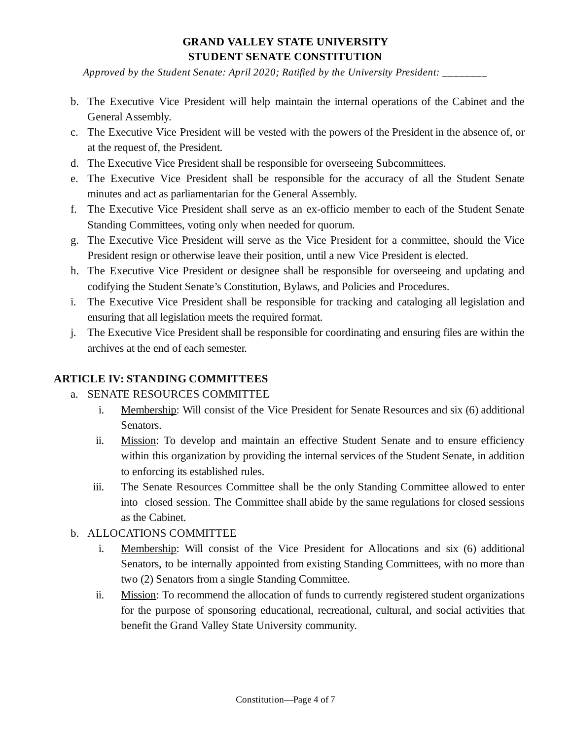b. The Executive Vice President will help maintain the internal operations of the Cabinet and the General Assembly.
c. The Executive Vice President will be vested with the powers of the President in the absence of, or at the request of, the President.
d. The Executive Vice President shall be responsible for overseeing Subcommittees.
e. The Executive Vice President shall be responsible for the accuracy of all the Student Senate minutes and act as parliamentarian for the General Assembly.
f. The Executive Vice President shall serve as an ex-officio member to each of the Student Senate Standing Committees, voting only when needed for quorum.
g. The Executive Vice President will serve as the Vice President for a committee, should the Vice President resign or otherwise leave their position, until a new Vice President is elected.
h. The Executive Vice President or designee shall be responsible for overseeing and updating and codifying the Student Senate's Constitution, Bylaws, and Policies and Procedures.
i. The Executive Vice President shall be responsible for tracking and cataloging all legislation and ensuring that all legislation meets the required format.
j. The Executive Vice President shall be responsible for coordinating and ensuring files are within the archives at the end of each semester.

## ARTICLE IV: STANDING COMMITTEES

a. SENATE RESOURCES COMMITTEE
   i. Membership: Will consist of the Vice President for Senate Resources and six (6) additional Senators.
   ii. Mission: To develop and maintain an effective Student Senate and to ensure efficiency within this organization by providing the internal services of the Student Senate, in addition to enforcing its established rules.
   iii. The Senate Resources Committee shall be the only Standing Committee allowed to enter into closed session. The Committee shall abide by the same regulations for closed sessions as the Cabinet.
b. ALLOCATIONS COMMITTEE
   i. Membership: Will consist of the Vice President for Allocations and six (6) additional Senators, to be internally appointed from existing Standing Committees, with no more than two (2) Senators from a single Standing Committee.
   ii. Mission: To recommend the allocation of funds to currently registered student organizations for the purpose of sponsoring educational, recreational, cultural, and social activities that benefit the Grand Valley State University community.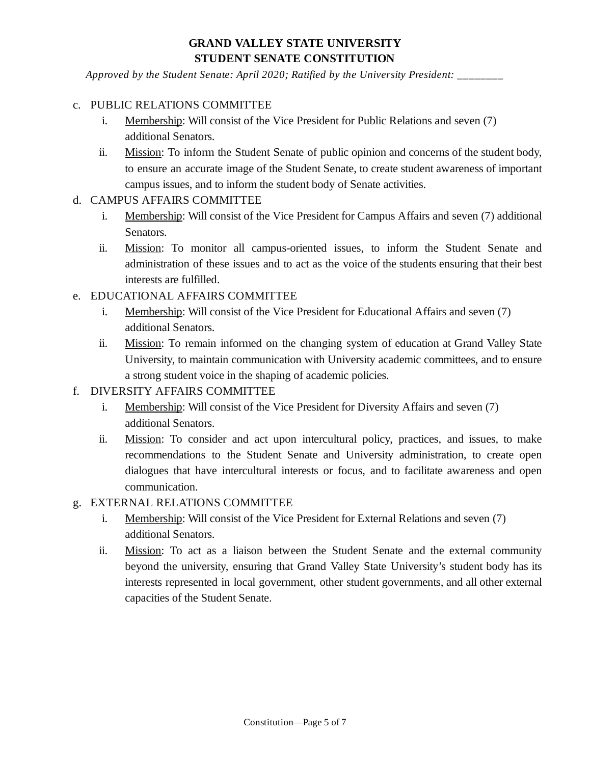c. PUBLIC RELATIONS COMMITTEE
   i. Membership: Will consist of the Vice President for Public Relations and seven (7) additional Senators.
   ii. Mission: To inform the Student Senate of public opinion and concerns of the student body, to ensure an accurate image of the Student Senate, to create student awareness of important campus issues, and to inform the student body of Senate activities.

d. CAMPUS AFFAIRS COMMITTEE
   i. Membership: Will consist of the Vice President for Campus Affairs and seven (7) additional Senators.
   ii. Mission: To monitor all campus-oriented issues, to inform the Student Senate and administration of these issues and to act as the voice of the students ensuring that their best interests are fulfilled.

e. EDUCATIONAL AFFAIRS COMMITTEE
   i. Membership: Will consist of the Vice President for Educational Affairs and seven (7) additional Senators.
   ii. Mission: To remain informed on the changing system of education at Grand Valley State University, to maintain communication with University academic committees, and to ensure a strong student voice in the shaping of academic policies.

f. DIVERSITY AFFAIRS COMMITTEE
   i. Membership: Will consist of the Vice President for Diversity Affairs and seven (7) additional Senators.
   ii. Mission: To consider and act upon intercultural policy, practices, and issues, to make recommendations to the Student Senate and University administration, to create open dialogues that have intercultural interests or focus, and to facilitate awareness and open communication.

g. EXTERNAL RELATIONS COMMITTEE
   i. Membership: Will consist of the Vice President for External Relations and seven (7) additional Senators.
   ii. Mission: To act as a liaison between the Student Senate and the external community beyond the university, ensuring that Grand Valley State University's student body has its interests represented in local government, other student governments, and all other external capacities of the Student Senate.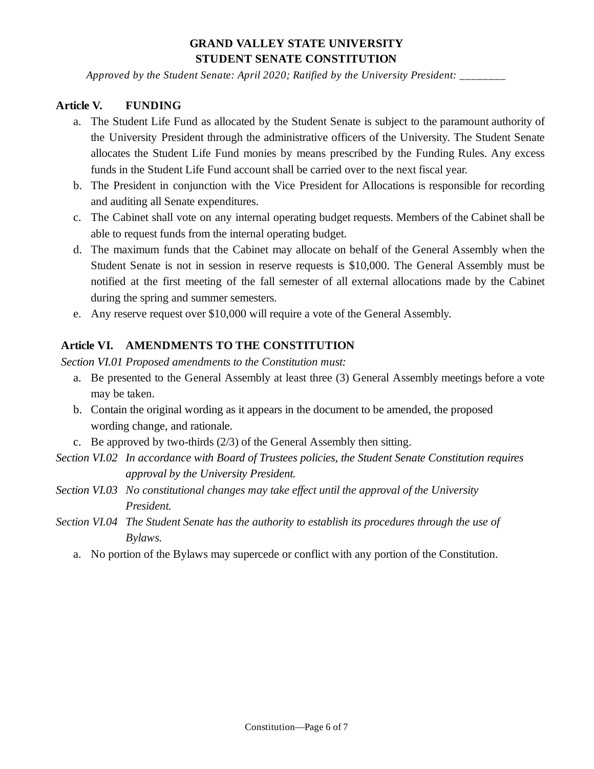**GRAND VALLEY STATE UNIVERSITY**
**STUDENT SENATE CONSTITUTION**

*Approved by the Student Senate: April 2020; Ratified by the University President: ________*

## Article V. FUNDING

a. The Student Life Fund as allocated by the Student Senate is subject to the paramount authority of the University President through the administrative officers of the University. The Student Senate allocates the Student Life Fund monies by means prescribed by the Funding Rules. Any excess funds in the Student Life Fund account shall be carried over to the next fiscal year.

b. The President in conjunction with the Vice President for Allocations is responsible for recording and auditing all Senate expenditures.

c. The Cabinet shall vote on any internal operating budget requests. Members of the Cabinet shall be able to request funds from the internal operating budget.

d. The maximum funds that the Cabinet may allocate on behalf of the General Assembly when the Student Senate is not in session in reserve requests is $10,000. The General Assembly must be notified at the first meeting of the fall semester of all external allocations made by the Cabinet during the spring and summer semesters.

e. Any reserve request over $10,000 will require a vote of the General Assembly.

## Article VI. AMENDMENTS TO THE CONSTITUTION

*Section VI.01 Proposed amendments to the Constitution must:*

a. Be presented to the General Assembly at least three (3) General Assembly meetings before a vote may be taken.

b. Contain the original wording as it appears in the document to be amended, the proposed wording change, and rationale.

c. Be approved by two-thirds (2/3) of the General Assembly then sitting.

*Section VI.02 In accordance with Board of Trustees policies, the Student Senate Constitution requires approval by the University President.*

*Section VI.03 No constitutional changes may take effect until the approval of the University President.*

*Section VI.04 The Student Senate has the authority to establish its procedures through the use of Bylaws.*

a. No portion of the Bylaws may supercede or conflict with any portion of the Constitution.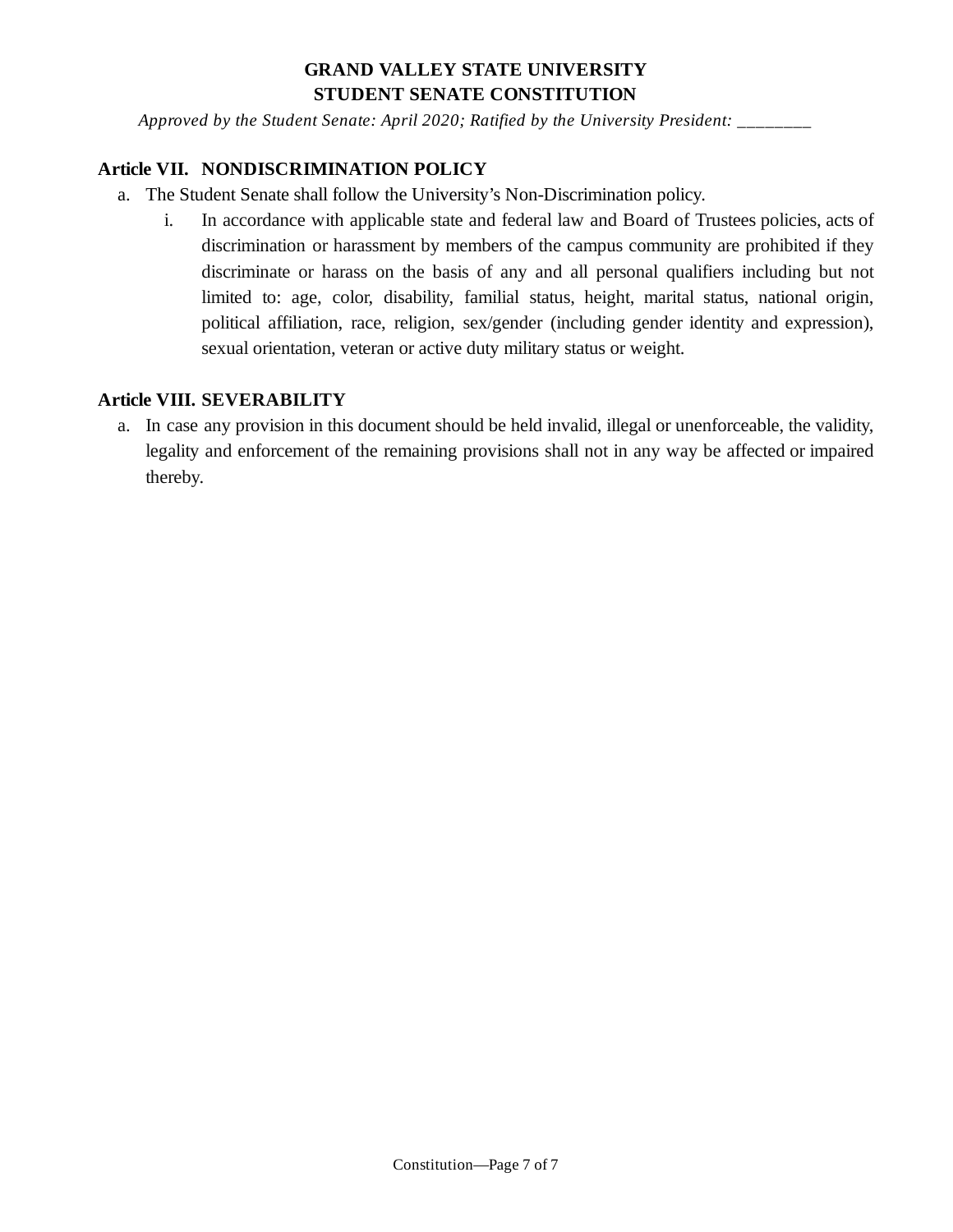**Article VII. NONDISCRIMINATION POLICY**

a. The Student Senate shall follow the University's Non-Discrimination policy.

   i. In accordance with applicable state and federal law and Board of Trustees policies, acts of discrimination or harassment by members of the campus community are prohibited if they discriminate or harass on the basis of any and all personal qualifiers including but not limited to: age, color, disability, familial status, height, marital status, national origin, political affiliation, race, religion, sex/gender (including gender identity and expression), sexual orientation, veteran or active duty military status or weight.

**Article VIII. SEVERABILITY**

a. In case any provision in this document should be held invalid, illegal or unenforceable, the validity, legality and enforcement of the remaining provisions shall not in any way be affected or impaired thereby.